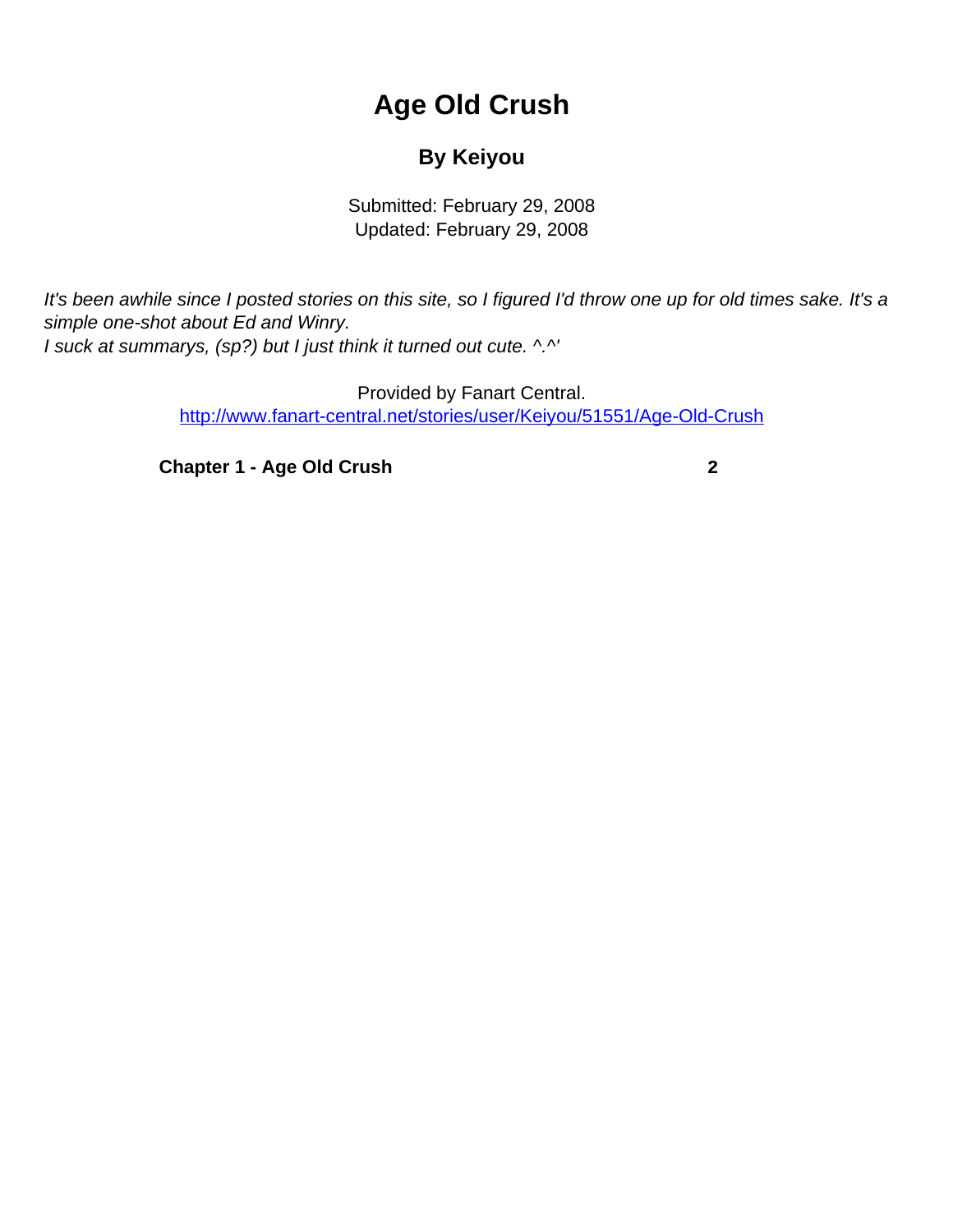# Age Old Crush

## By Keiyou

Submitted: February 29, 2008
Updated: February 29, 2008

*It's been awhile since I posted stories on this site, so I figured I'd throw one up for old times sake. It's a simple one-shot about Ed and Winry.*
*I suck at summarys, (sp?) but I just think it turned out cute. ^.^'*

Provided by Fanart Central.
[http://www.fanart-central.net/stories/user/Keiyou/51551/Age-Old-Crush](http://www.fanart-central.net/stories/user/Keiyou/51551/Age-Old-Crush)

**Chapter 1 - Age Old Crush** **2**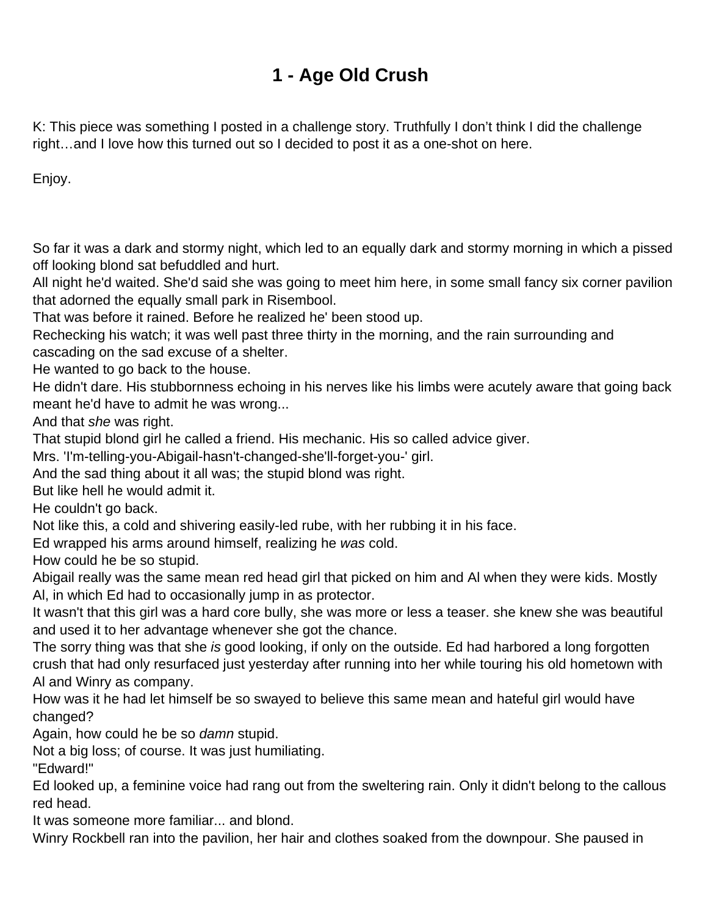# 1 - Age Old Crush

K: This piece was something I posted in a challenge story. Truthfully I don't think I did the challenge right…and I love how this turned out so I decided to post it as a one-shot on here.

Enjoy.

So far it was a dark and stormy night, which led to an equally dark and stormy morning in which a pissed off looking blond sat befuddled and hurt.

All night he'd waited. She'd said she was going to meet him here, in some small fancy six corner pavilion that adorned the equally small park in Risembool.

That was before it rained. Before he realized he' been stood up.

Rechecking his watch; it was well past three thirty in the morning, and the rain surrounding and cascading on the sad excuse of a shelter.

He wanted to go back to the house.

He didn't dare. His stubbornness echoing in his nerves like his limbs were acutely aware that going back meant he'd have to admit he was wrong...

And that *she* was right.

That stupid blond girl he called a friend. His mechanic. His so called advice giver.

Mrs. 'I'm-telling-you-Abigail-hasn't-changed-she'll-forget-you-' girl.

And the sad thing about it all was; the stupid blond was right.

But like hell he would admit it.

He couldn't go back.

Not like this, a cold and shivering easily-led rube, with her rubbing it in his face.

Ed wrapped his arms around himself, realizing he *was* cold.

How could he be so stupid.

Abigail really was the same mean red head girl that picked on him and Al when they were kids. Mostly Al, in which Ed had to occasionally jump in as protector.

It wasn't that this girl was a hard core bully, she was more or less a teaser. she knew she was beautiful and used it to her advantage whenever she got the chance.

The sorry thing was that she *is* good looking, if only on the outside. Ed had harbored a long forgotten crush that had only resurfaced just yesterday after running into her while touring his old hometown with Al and Winry as company.

How was it he had let himself be so swayed to believe this same mean and hateful girl would have changed?

Again, how could he be so *damn* stupid.

Not a big loss; of course. It was just humiliating.

"Edward!"

Ed looked up, a feminine voice had rang out from the sweltering rain. Only it didn't belong to the callous red head.

It was someone more familiar... and blond.

Winry Rockbell ran into the pavilion, her hair and clothes soaked from the downpour. She paused in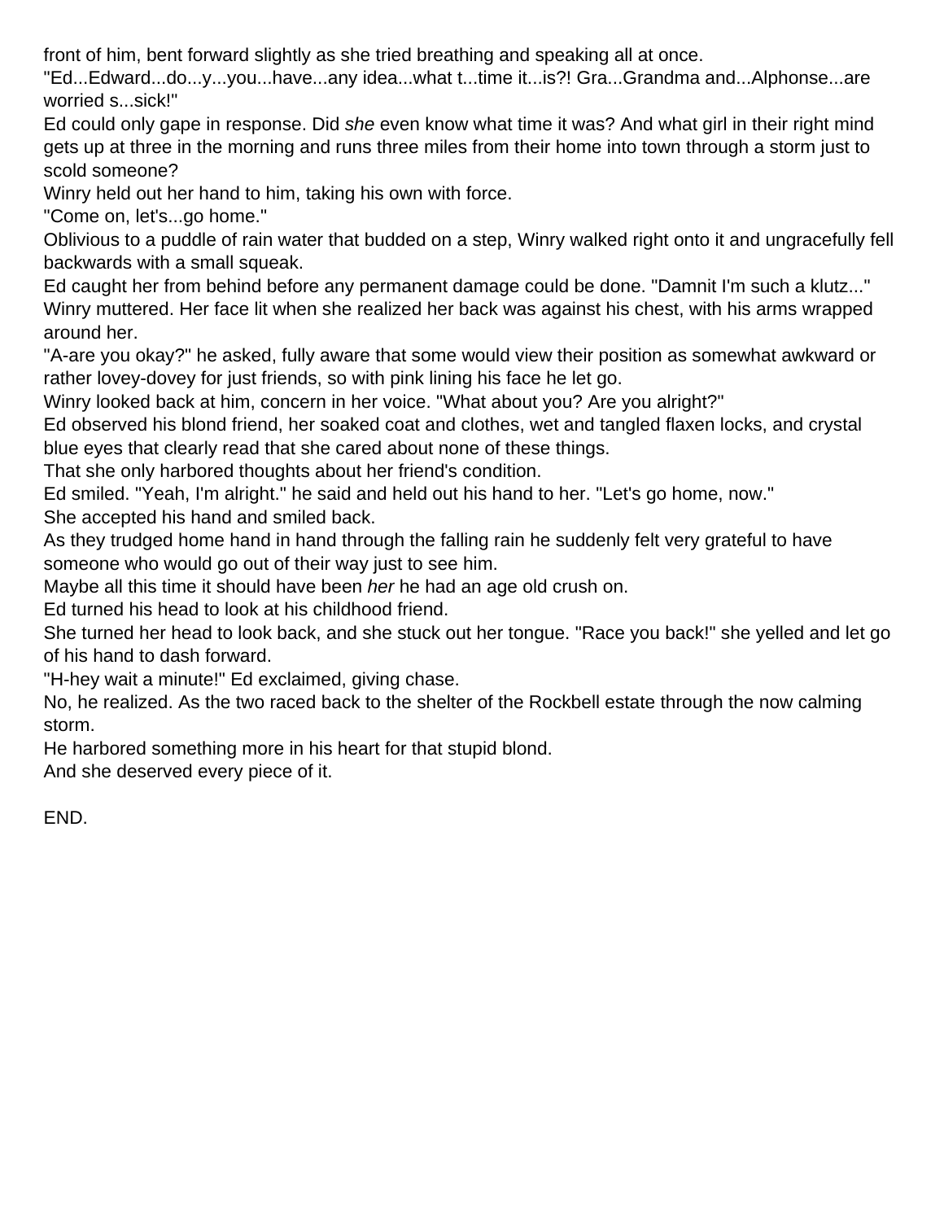front of him, bent forward slightly as she tried breathing and speaking all at once.

"Ed...Edward...do...y...you...have...any idea...what t...time it...is?! Gra...Grandma and...Alphonse...are worried s...sick!"

Ed could only gape in response. Did *she* even know what time it was? And what girl in their right mind gets up at three in the morning and runs three miles from their home into town through a storm just to scold someone?

Winry held out her hand to him, taking his own with force.

"Come on, let's...go home."

Oblivious to a puddle of rain water that budded on a step, Winry walked right onto it and ungracefully fell backwards with a small squeak.

Ed caught her from behind before any permanent damage could be done. "Damnit I'm such a klutz..." Winry muttered. Her face lit when she realized her back was against his chest, with his arms wrapped around her.

"A-are you okay?" he asked, fully aware that some would view their position as somewhat awkward or rather lovey-dovey for just friends, so with pink lining his face he let go.

Winry looked back at him, concern in her voice. "What about you? Are you alright?"

Ed observed his blond friend, her soaked coat and clothes, wet and tangled flaxen locks, and crystal blue eyes that clearly read that she cared about none of these things.

That she only harbored thoughts about her friend's condition.

Ed smiled. "Yeah, I'm alright." he said and held out his hand to her. "Let's go home, now."

She accepted his hand and smiled back.

As they trudged home hand in hand through the falling rain he suddenly felt very grateful to have someone who would go out of their way just to see him.

Maybe all this time it should have been *her* he had an age old crush on.

Ed turned his head to look at his childhood friend.

She turned her head to look back, and she stuck out her tongue. "Race you back!" she yelled and let go of his hand to dash forward.

"H-hey wait a minute!" Ed exclaimed, giving chase.

No, he realized. As the two raced back to the shelter of the Rockbell estate through the now calming storm.

He harbored something more in his heart for that stupid blond.

And she deserved every piece of it.

END.